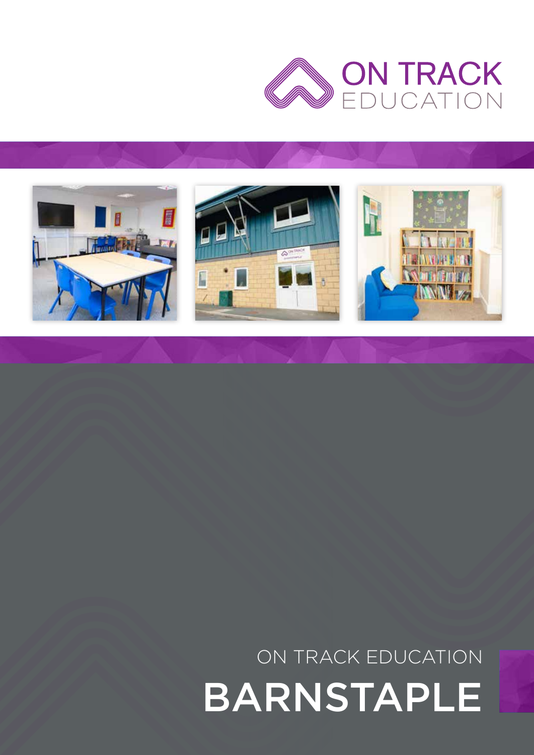ON TRACK
EDUCATION

ON TRACK EDUCATION

# BARNSTAPLE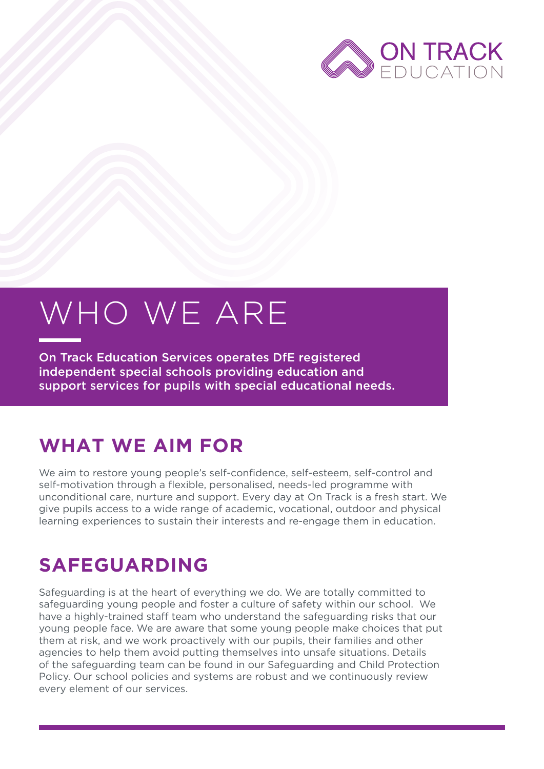# WHO WE ARE

**On Track Education Services operates DfE registered independent special schools providing education and support services for pupils with special educational needs.**

## WHAT WE AIM FOR

We aim to restore young people's self-confidence, self-esteem, self-control and self-motivation through a flexible, personalised, needs-led programme with unconditional care, nurture and support. Every day at On Track is a fresh start. We give pupils access to a wide range of academic, vocational, outdoor and physical learning experiences to sustain their interests and re-engage them in education.

## SAFEGUARDING

Safeguarding is at the heart of everything we do. We are totally committed to safeguarding young people and foster a culture of safety within our school. We have a highly-trained staff team who understand the safeguarding risks that our young people face. We are aware that some young people make choices that put them at risk, and we work proactively with our pupils, their families and other agencies to help them avoid putting themselves into unsafe situations. Details of the safeguarding team can be found in our Safeguarding and Child Protection Policy. Our school policies and systems are robust and we continuously review every element of our services.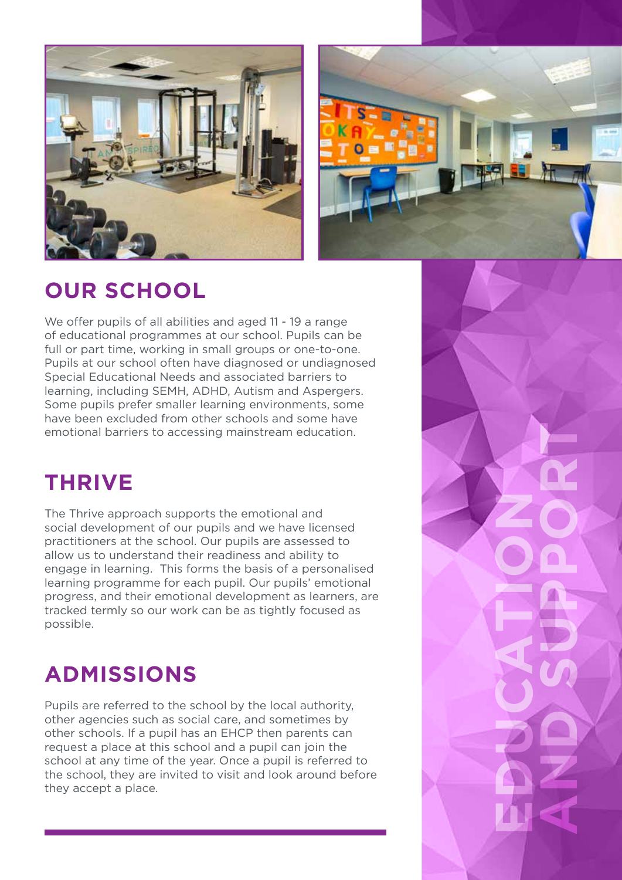## OUR SCHOOL

We offer pupils of all abilities and aged 11 - 19 a range of educational programmes at our school. Pupils can be full or part time, working in small groups or one-to-one. Pupils at our school often have diagnosed or undiagnosed Special Educational Needs and associated barriers to learning, including SEMH, ADHD, Autism and Aspergers. Some pupils prefer smaller learning environments, some have been excluded from other schools and some have emotional barriers to accessing mainstream education.

## THRIVE

The Thrive approach supports the emotional and social development of our pupils and we have licensed practitioners at the school. Our pupils are assessed to allow us to understand their readiness and ability to engage in learning. This forms the basis of a personalised learning programme for each pupil. Our pupils' emotional progress, and their emotional development as learners, are tracked termly so our work can be as tightly focused as possible.

## ADMISSIONS

Pupils are referred to the school by the local authority, other agencies such as social care, and sometimes by other schools. If a pupil has an EHCP then parents can request a place at this school and a pupil can join the school at any time of the year. Once a pupil is referred to the school, they are invited to visit and look around before they accept a place.

EDUCATION AND SUPPORT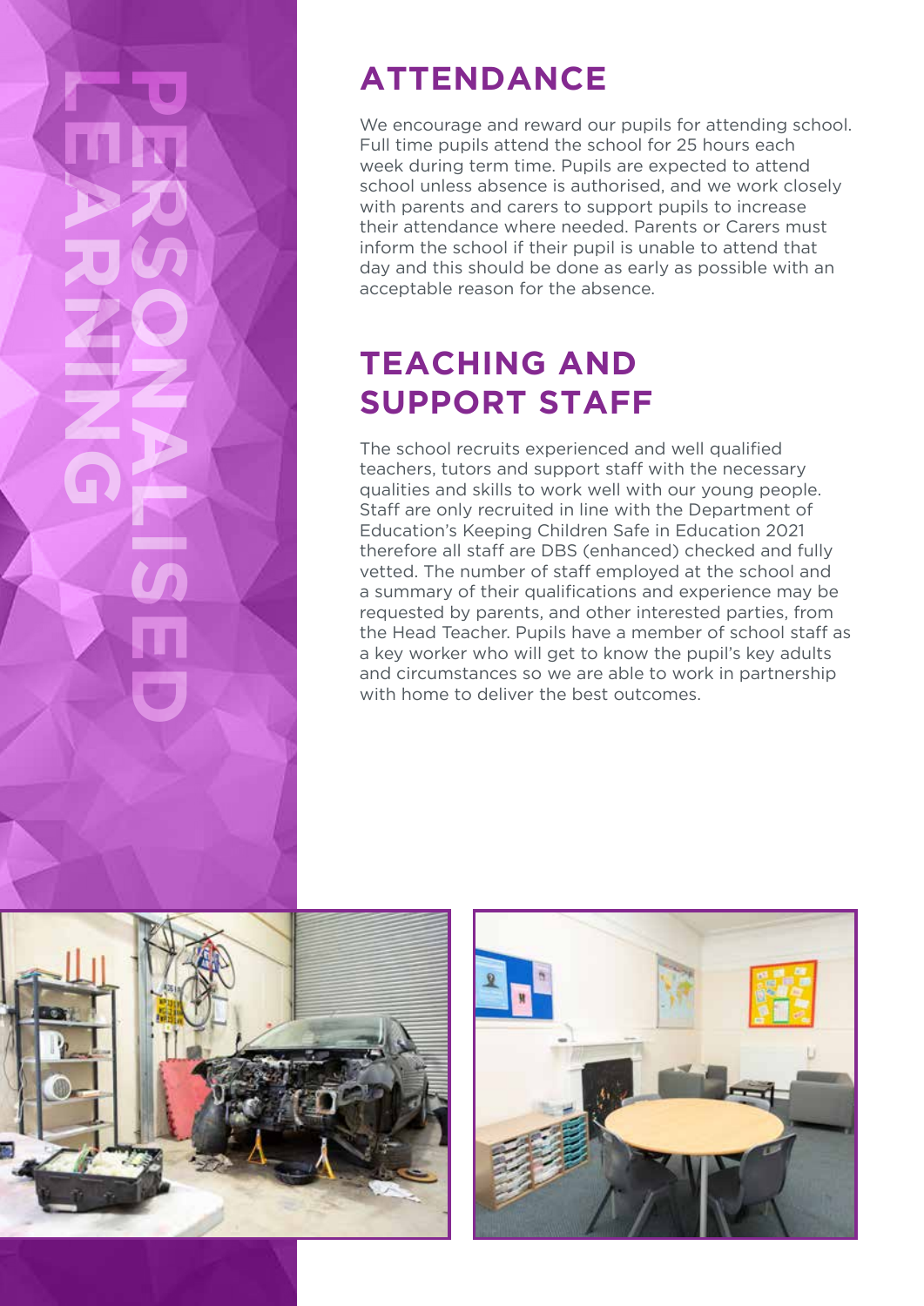PERSONALISED LEARNING

## ATTENDANCE

We encourage and reward our pupils for attending school. Full time pupils attend the school for 25 hours each week during term time. Pupils are expected to attend school unless absence is authorised, and we work closely with parents and carers to support pupils to increase their attendance where needed. Parents or Carers must inform the school if their pupil is unable to attend that day and this should be done as early as possible with an acceptable reason for the absence.

## TEACHING AND SUPPORT STAFF

The school recruits experienced and well qualified teachers, tutors and support staff with the necessary qualities and skills to work well with our young people. Staff are only recruited in line with the Department of Education's Keeping Children Safe in Education 2021 therefore all staff are DBS (enhanced) checked and fully vetted. The number of staff employed at the school and a summary of their qualifications and experience may be requested by parents, and other interested parties, from the Head Teacher. Pupils have a member of school staff as a key worker who will get to know the pupil's key adults and circumstances so we are able to work in partnership with home to deliver the best outcomes.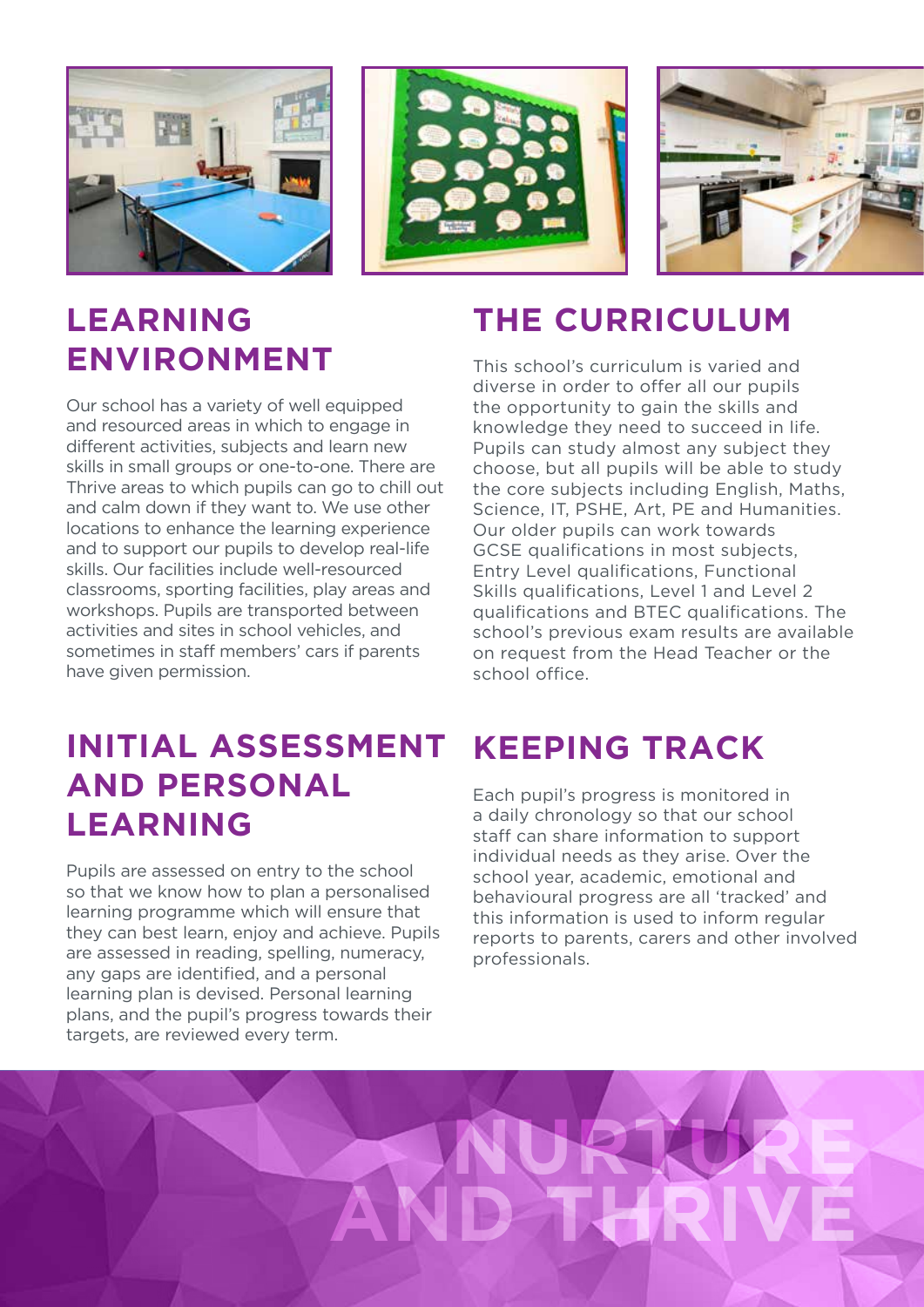## LEARNING ENVIRONMENT

Our school has a variety of well equipped and resourced areas in which to engage in different activities, subjects and learn new skills in small groups or one-to-one. There are Thrive areas to which pupils can go to chill out and calm down if they want to. We use other locations to enhance the learning experience and to support our pupils to develop real-life skills. Our facilities include well-resourced classrooms, sporting facilities, play areas and workshops. Pupils are transported between activities and sites in school vehicles, and sometimes in staff members' cars if parents have given permission.

## INITIAL ASSESSMENT AND PERSONAL LEARNING

Pupils are assessed on entry to the school so that we know how to plan a personalised learning programme which will ensure that they can best learn, enjoy and achieve. Pupils are assessed in reading, spelling, numeracy, any gaps are identified, and a personal learning plan is devised. Personal learning plans, and the pupil's progress towards their targets, are reviewed every term.

## THE CURRICULUM

This school's curriculum is varied and diverse in order to offer all our pupils the opportunity to gain the skills and knowledge they need to succeed in life. Pupils can study almost any subject they choose, but all pupils will be able to study the core subjects including English, Maths, Science, IT, PSHE, Art, PE and Humanities. Our older pupils can work towards GCSE qualifications in most subjects, Entry Level qualifications, Functional Skills qualifications, Level 1 and Level 2 qualifications and BTEC qualifications. The school's previous exam results are available on request from the Head Teacher or the school office.

## KEEPING TRACK

Each pupil's progress is monitored in a daily chronology so that our school staff can share information to support individual needs as they arise. Over the school year, academic, emotional and behavioural progress are all 'tracked' and this information is used to inform regular reports to parents, carers and other involved professionals.

NURTURE AND THRIVE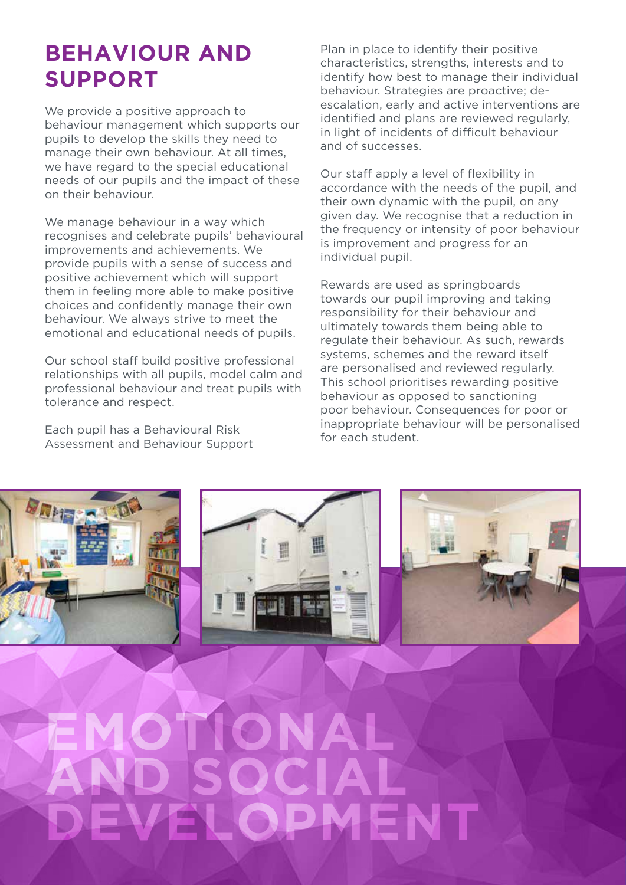# BEHAVIOUR AND SUPPORT

We provide a positive approach to behaviour management which supports our pupils to develop the skills they need to manage their own behaviour. At all times, we have regard to the special educational needs of our pupils and the impact of these on their behaviour.

We manage behaviour in a way which recognises and celebrate pupils' behavioural improvements and achievements. We provide pupils with a sense of success and positive achievement which will support them in feeling more able to make positive choices and confidently manage their own behaviour. We always strive to meet the emotional and educational needs of pupils.

Our school staff build positive professional relationships with all pupils, model calm and professional behaviour and treat pupils with tolerance and respect.

Each pupil has a Behavioural Risk Assessment and Behaviour Support Plan in place to identify their positive characteristics, strengths, interests and to identify how best to manage their individual behaviour. Strategies are proactive; de-escalation, early and active interventions are identified and plans are reviewed regularly, in light of incidents of difficult behaviour and of successes.

Our staff apply a level of flexibility in accordance with the needs of the pupil, and their own dynamic with the pupil, on any given day. We recognise that a reduction in the frequency or intensity of poor behaviour is improvement and progress for an individual pupil.

Rewards are used as springboards towards our pupil improving and taking responsibility for their behaviour and ultimately towards them being able to regulate their behaviour. As such, rewards systems, schemes and the reward itself are personalised and reviewed regularly. This school prioritises rewarding positive behaviour as opposed to sanctioning poor behaviour. Consequences for poor or inappropriate behaviour will be personalised for each student.

# EMOTIONAL AND SOCIAL DEVELOPMENT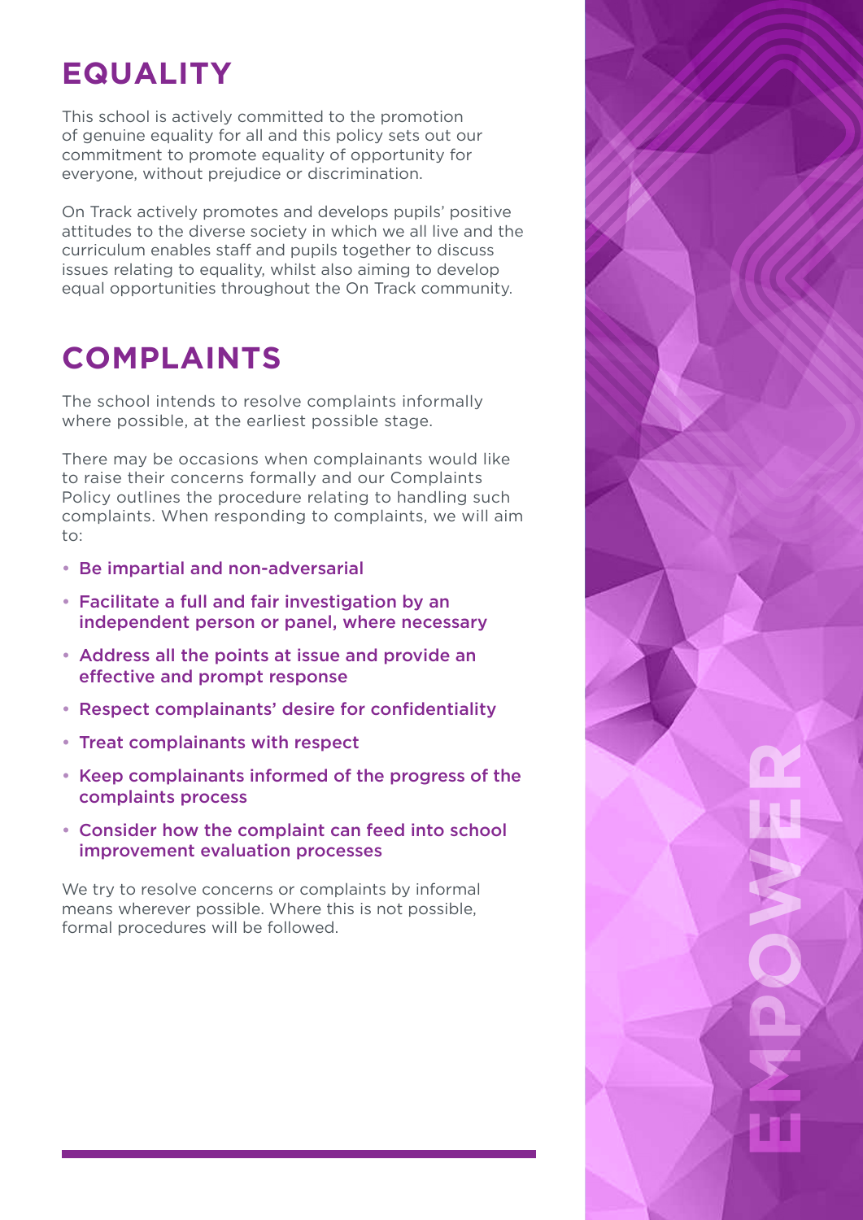## EQUALITY

This school is actively committed to the promotion of genuine equality for all and this policy sets out our commitment to promote equality of opportunity for everyone, without prejudice or discrimination.

On Track actively promotes and develops pupils' positive attitudes to the diverse society in which we all live and the curriculum enables staff and pupils together to discuss issues relating to equality, whilst also aiming to develop equal opportunities throughout the On Track community.

## COMPLAINTS

The school intends to resolve complaints informally where possible, at the earliest possible stage.

There may be occasions when complainants would like to raise their concerns formally and our Complaints Policy outlines the procedure relating to handling such complaints. When responding to complaints, we will aim to:

- Be impartial and non-adversarial
- Facilitate a full and fair investigation by an independent person or panel, where necessary
- Address all the points at issue and provide an effective and prompt response
- Respect complainants' desire for confidentiality
- Treat complainants with respect
- Keep complainants informed of the progress of the complaints process
- Consider how the complaint can feed into school improvement evaluation processes

We try to resolve concerns or complaints by informal means wherever possible. Where this is not possible, formal procedures will be followed.

EMPOWER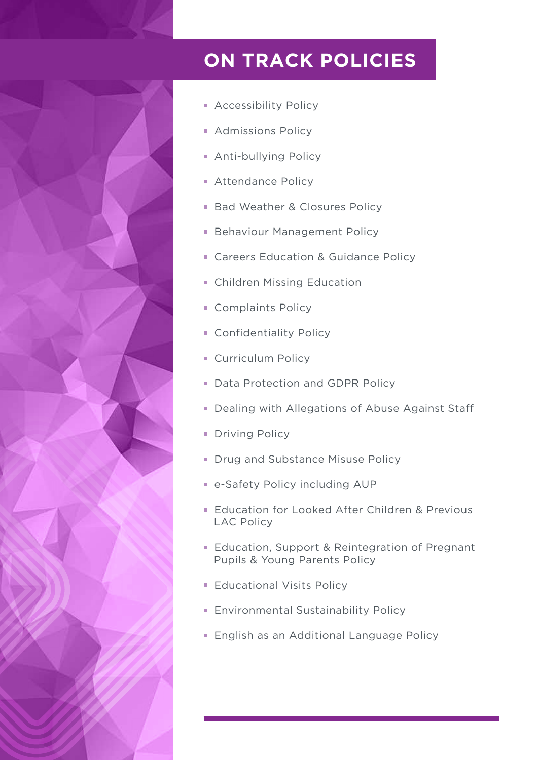# ON TRACK POLICIES

- Accessibility Policy
- Admissions Policy
- Anti-bullying Policy
- Attendance Policy
- Bad Weather & Closures Policy
- Behaviour Management Policy
- Careers Education & Guidance Policy
- Children Missing Education
- Complaints Policy
- Confidentiality Policy
- Curriculum Policy
- Data Protection and GDPR Policy
- Dealing with Allegations of Abuse Against Staff
- Driving Policy
- Drug and Substance Misuse Policy
- e-Safety Policy including AUP
- Education for Looked After Children & Previous LAC Policy
- Education, Support & Reintegration of Pregnant Pupils & Young Parents Policy
- Educational Visits Policy
- Environmental Sustainability Policy
- English as an Additional Language Policy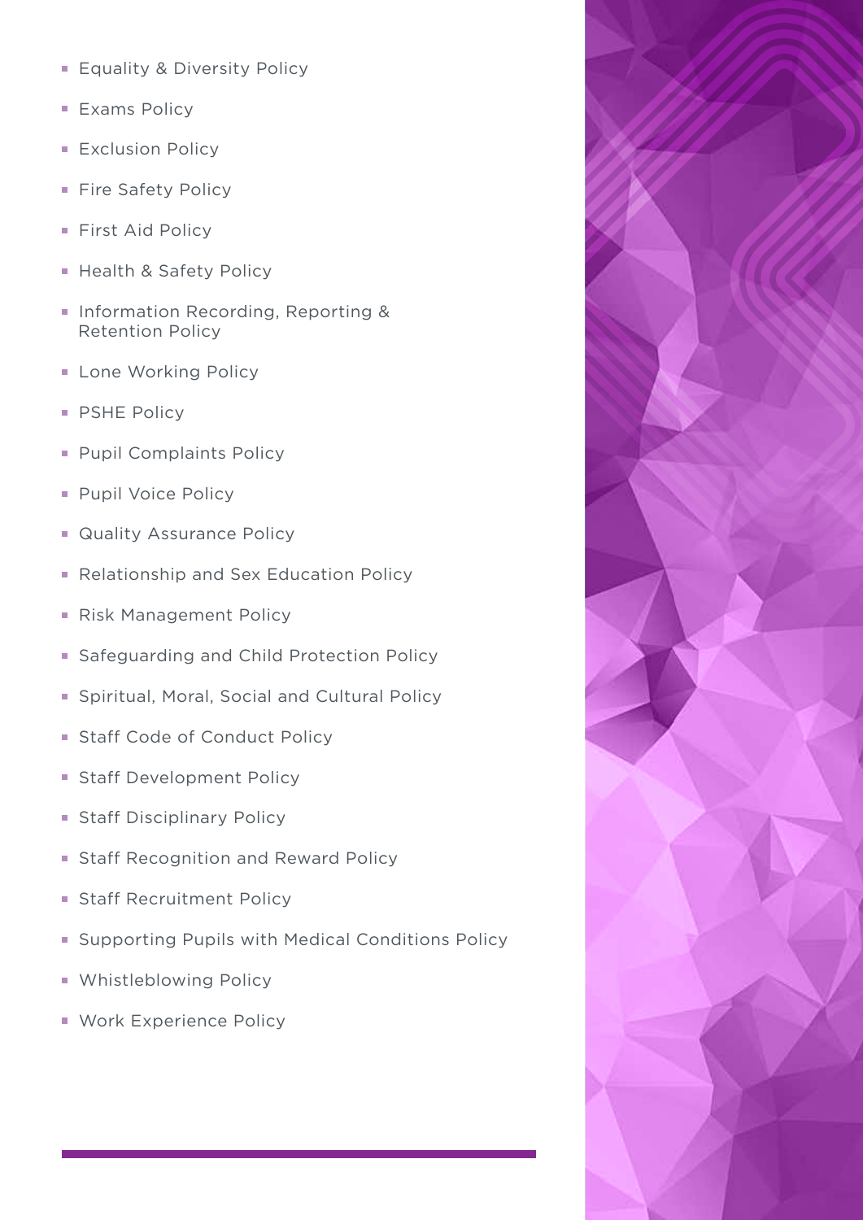- Equality & Diversity Policy
- Exams Policy
- Exclusion Policy
- Fire Safety Policy
- First Aid Policy
- Health & Safety Policy
- Information Recording, Reporting & Retention Policy
- Lone Working Policy
- PSHE Policy
- Pupil Complaints Policy
- Pupil Voice Policy
- Quality Assurance Policy
- Relationship and Sex Education Policy
- Risk Management Policy
- Safeguarding and Child Protection Policy
- Spiritual, Moral, Social and Cultural Policy
- Staff Code of Conduct Policy
- Staff Development Policy
- Staff Disciplinary Policy
- Staff Recognition and Reward Policy
- Staff Recruitment Policy
- Supporting Pupils with Medical Conditions Policy
- Whistleblowing Policy
- Work Experience Policy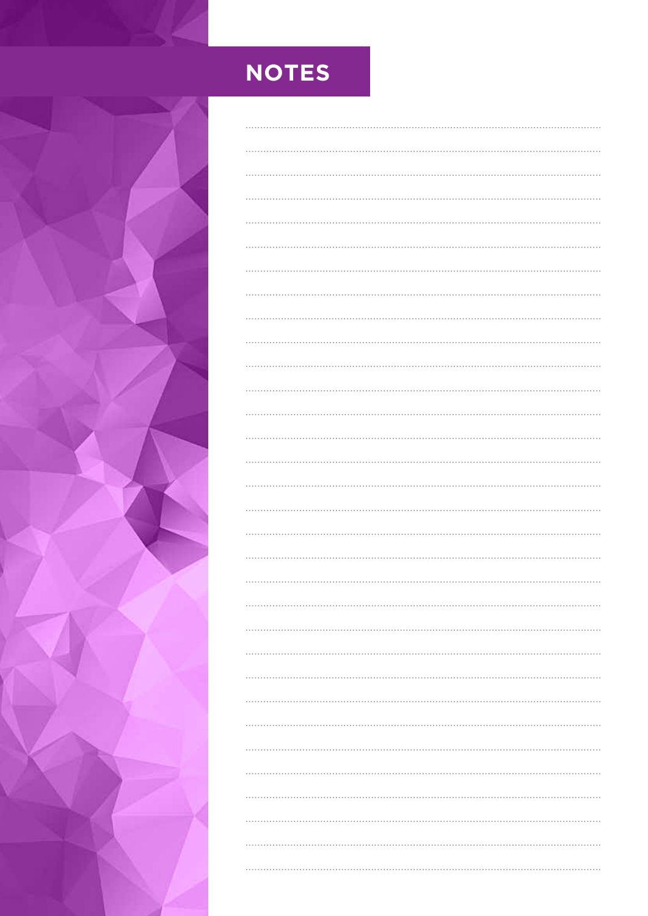# NOTES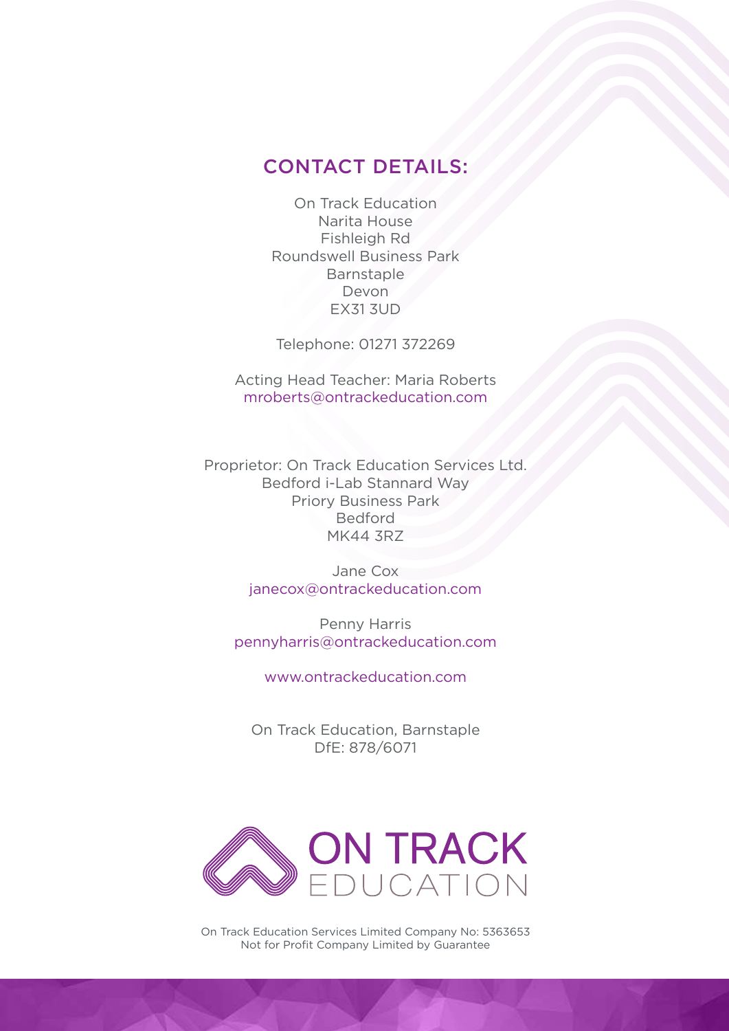## CONTACT DETAILS:

On Track Education
Narita House
Fishleigh Rd
Roundswell Business Park
Barnstaple
Devon
EX31 3UD

Telephone: 01271 372269

Acting Head Teacher: Maria Roberts
mroberts@ontrackeducation.com

Proprietor: On Track Education Services Ltd.
Bedford i-Lab Stannard Way
Priory Business Park
Bedford
MK44 3RZ

Jane Cox
janecox@ontrackeducation.com

Penny Harris
pennyharris@ontrackeducation.com

www.ontrackeducation.com

On Track Education, Barnstaple
DfE: 878/6071

ON TRACK EDUCATION

On Track Education Services Limited Company No: 5363653
Not for Profit Company Limited by Guarantee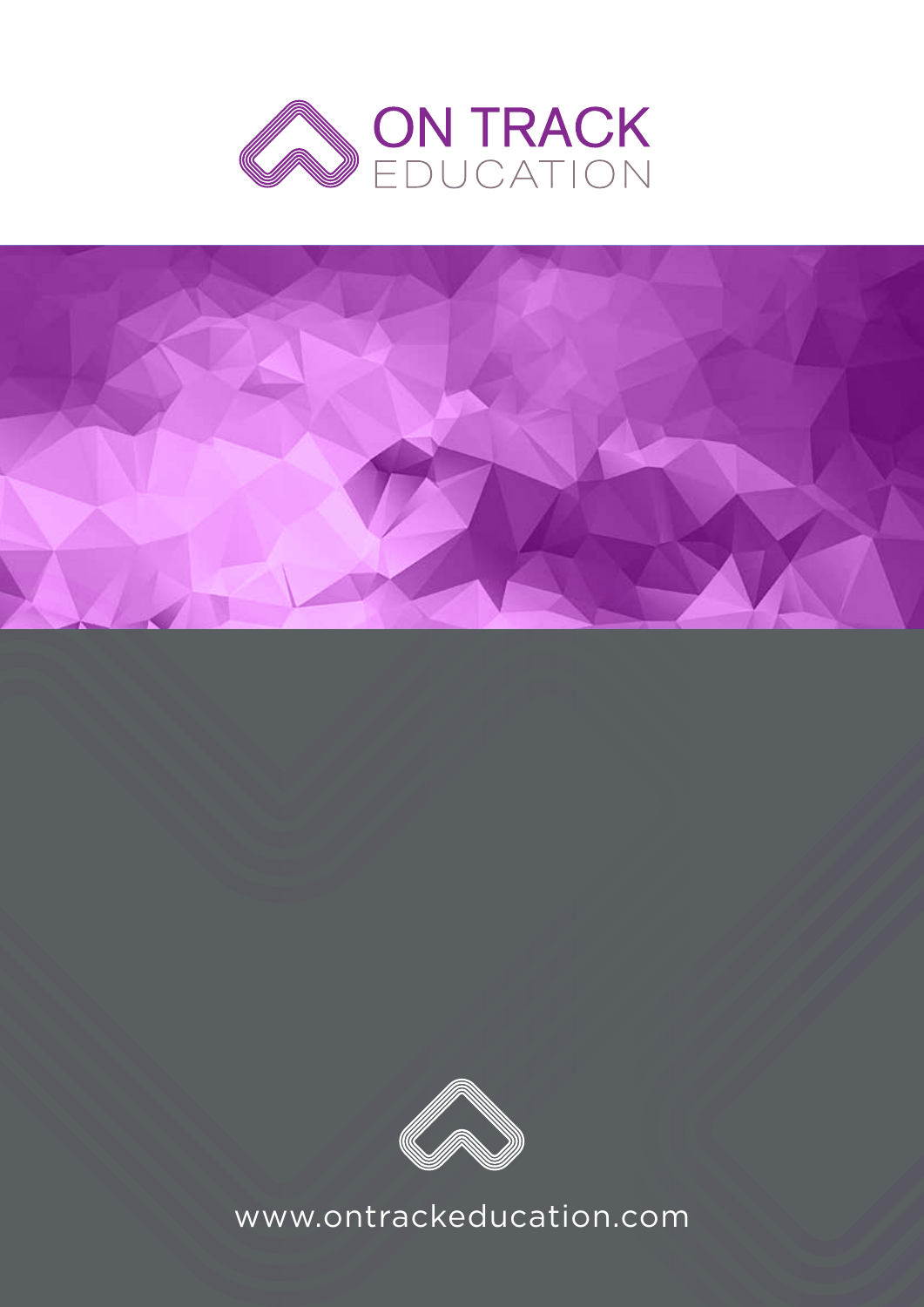ON TRACK
EDUCATION

www.ontrackeducation.com